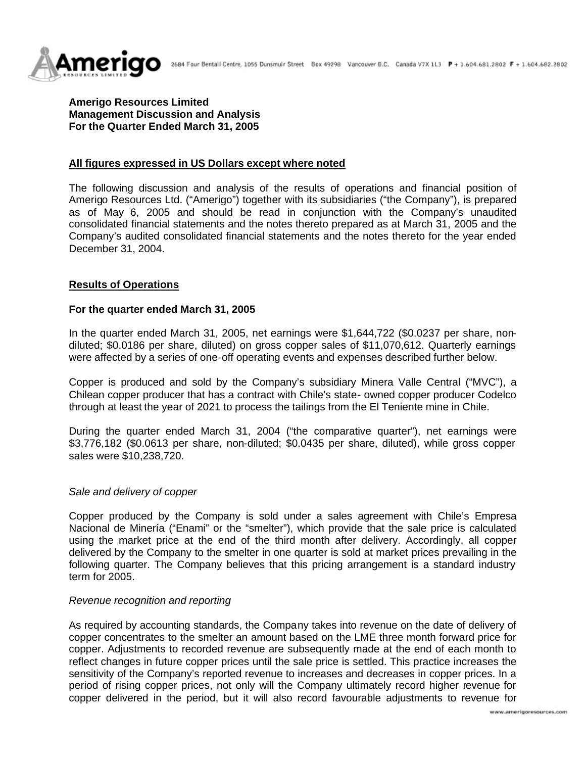**Amerigo Resources Limited**
**Management Discussion and Analysis**
**For the Quarter Ended March 31, 2005**

**All figures expressed in US Dollars except where noted**

The following discussion and analysis of the results of operations and financial position of Amerigo Resources Ltd. ("Amerigo") together with its subsidiaries ("the Company"), is prepared as of May 6, 2005 and should be read in conjunction with the Company's unaudited consolidated financial statements and the notes thereto prepared as at March 31, 2005 and the Company's audited consolidated financial statements and the notes thereto for the year ended December 31, 2004.

## Results of Operations

### For the quarter ended March 31, 2005

In the quarter ended March 31, 2005, net earnings were $1,644,722 ($0.0237 per share, non-diluted; $0.0186 per share, diluted) on gross copper sales of $11,070,612. Quarterly earnings were affected by a series of one-off operating events and expenses described further below.

Copper is produced and sold by the Company's subsidiary Minera Valle Central ("MVC"), a Chilean copper producer that has a contract with Chile's state- owned copper producer Codelco through at least the year of 2021 to process the tailings from the El Teniente mine in Chile.

During the quarter ended March 31, 2004 ("the comparative quarter"), net earnings were $3,776,182 ($0.0613 per share, non-diluted; $0.0435 per share, diluted), while gross copper sales were $10,238,720.

*Sale and delivery of copper*

Copper produced by the Company is sold under a sales agreement with Chile's Empresa Nacional de Minería ("Enami" or the "smelter"), which provide that the sale price is calculated using the market price at the end of the third month after delivery. Accordingly, all copper delivered by the Company to the smelter in one quarter is sold at market prices prevailing in the following quarter. The Company believes that this pricing arrangement is a standard industry term for 2005.

*Revenue recognition and reporting*

As required by accounting standards, the Company takes into revenue on the date of delivery of copper concentrates to the smelter an amount based on the LME three month forward price for copper. Adjustments to recorded revenue are subsequently made at the end of each month to reflect changes in future copper prices until the sale price is settled. This practice increases the sensitivity of the Company's reported revenue to increases and decreases in copper prices. In a period of rising copper prices, not only will the Company ultimately record higher revenue for copper delivered in the period, but it will also record favourable adjustments to revenue for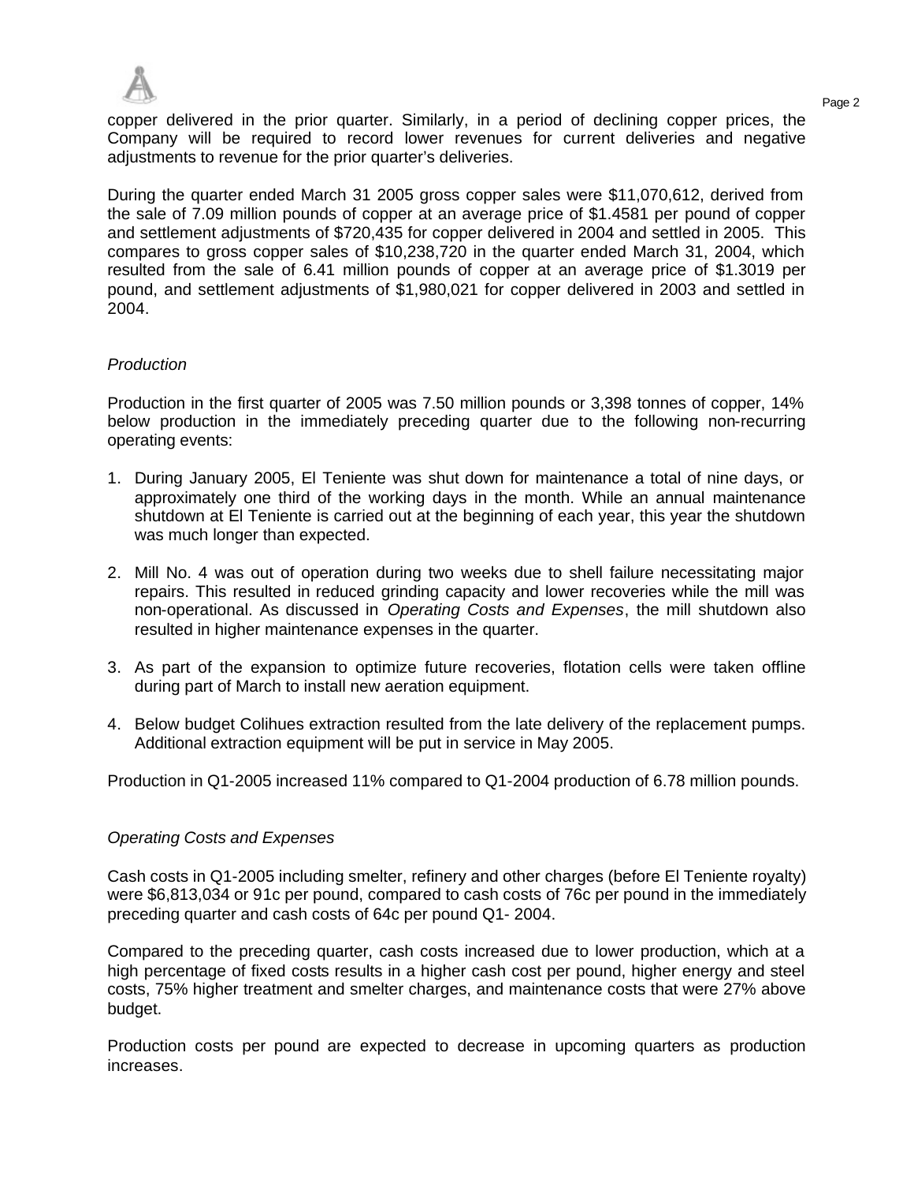copper delivered in the prior quarter. Similarly, in a period of declining copper prices, the Company will be required to record lower revenues for current deliveries and negative adjustments to revenue for the prior quarter's deliveries.

During the quarter ended March 31 2005 gross copper sales were $11,070,612, derived from the sale of 7.09 million pounds of copper at an average price of $1.4581 per pound of copper and settlement adjustments of $720,435 for copper delivered in 2004 and settled in 2005. This compares to gross copper sales of $10,238,720 in the quarter ended March 31, 2004, which resulted from the sale of 6.41 million pounds of copper at an average price of $1.3019 per pound, and settlement adjustments of $1,980,021 for copper delivered in 2003 and settled in 2004.

*Production*

Production in the first quarter of 2005 was 7.50 million pounds or 3,398 tonnes of copper, 14% below production in the immediately preceding quarter due to the following non-recurring operating events:

1. During January 2005, El Teniente was shut down for maintenance a total of nine days, or approximately one third of the working days in the month. While an annual maintenance shutdown at El Teniente is carried out at the beginning of each year, this year the shutdown was much longer than expected.

2. Mill No. 4 was out of operation during two weeks due to shell failure necessitating major repairs. This resulted in reduced grinding capacity and lower recoveries while the mill was non-operational. As discussed in *Operating Costs and Expenses*, the mill shutdown also resulted in higher maintenance expenses in the quarter.

3. As part of the expansion to optimize future recoveries, flotation cells were taken offline during part of March to install new aeration equipment.

4. Below budget Colihues extraction resulted from the late delivery of the replacement pumps. Additional extraction equipment will be put in service in May 2005.

Production in Q1-2005 increased 11% compared to Q1-2004 production of 6.78 million pounds.

*Operating Costs and Expenses*

Cash costs in Q1-2005 including smelter, refinery and other charges (before El Teniente royalty) were $6,813,034 or 91c per pound, compared to cash costs of 76c per pound in the immediately preceding quarter and cash costs of 64c per pound Q1- 2004.

Compared to the preceding quarter, cash costs increased due to lower production, which at a high percentage of fixed costs results in a higher cash cost per pound, higher energy and steel costs, 75% higher treatment and smelter charges, and maintenance costs that were 27% above budget.

Production costs per pound are expected to decrease in upcoming quarters as production increases.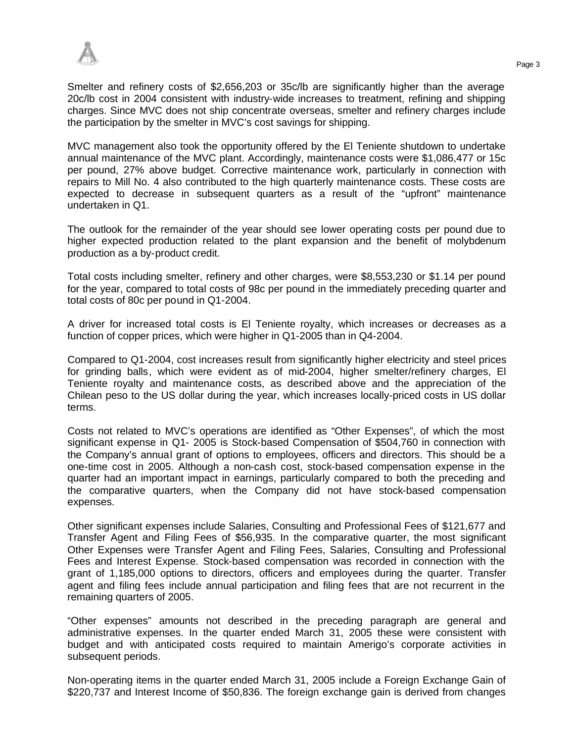Smelter and refinery costs of $2,656,203 or 35c/lb are significantly higher than the average 20c/lb cost in 2004 consistent with industry-wide increases to treatment, refining and shipping charges. Since MVC does not ship concentrate overseas, smelter and refinery charges include the participation by the smelter in MVC's cost savings for shipping.

MVC management also took the opportunity offered by the El Teniente shutdown to undertake annual maintenance of the MVC plant. Accordingly, maintenance costs were $1,086,477 or 15c per pound, 27% above budget. Corrective maintenance work, particularly in connection with repairs to Mill No. 4 also contributed to the high quarterly maintenance costs. These costs are expected to decrease in subsequent quarters as a result of the "upfront" maintenance undertaken in Q1.

The outlook for the remainder of the year should see lower operating costs per pound due to higher expected production related to the plant expansion and the benefit of molybdenum production as a by-product credit.

Total costs including smelter, refinery and other charges, were $8,553,230 or $1.14 per pound for the year, compared to total costs of 98c per pound in the immediately preceding quarter and total costs of 80c per pound in Q1-2004.

A driver for increased total costs is El Teniente royalty, which increases or decreases as a function of copper prices, which were higher in Q1-2005 than in Q4-2004.

Compared to Q1-2004, cost increases result from significantly higher electricity and steel prices for grinding balls, which were evident as of mid-2004, higher smelter/refinery charges, El Teniente royalty and maintenance costs, as described above and the appreciation of the Chilean peso to the US dollar during the year, which increases locally-priced costs in US dollar terms.

Costs not related to MVC's operations are identified as "Other Expenses", of which the most significant expense in Q1- 2005 is Stock-based Compensation of $504,760 in connection with the Company's annual grant of options to employees, officers and directors. This should be a one-time cost in 2005. Although a non-cash cost, stock-based compensation expense in the quarter had an important impact in earnings, particularly compared to both the preceding and the comparative quarters, when the Company did not have stock-based compensation expenses.

Other significant expenses include Salaries, Consulting and Professional Fees of $121,677 and Transfer Agent and Filing Fees of $56,935. In the comparative quarter, the most significant Other Expenses were Transfer Agent and Filing Fees, Salaries, Consulting and Professional Fees and Interest Expense. Stock-based compensation was recorded in connection with the grant of 1,185,000 options to directors, officers and employees during the quarter. Transfer agent and filing fees include annual participation and filing fees that are not recurrent in the remaining quarters of 2005.

"Other expenses" amounts not described in the preceding paragraph are general and administrative expenses. In the quarter ended March 31, 2005 these were consistent with budget and with anticipated costs required to maintain Amerigo's corporate activities in subsequent periods.

Non-operating items in the quarter ended March 31, 2005 include a Foreign Exchange Gain of $220,737 and Interest Income of $50,836. The foreign exchange gain is derived from changes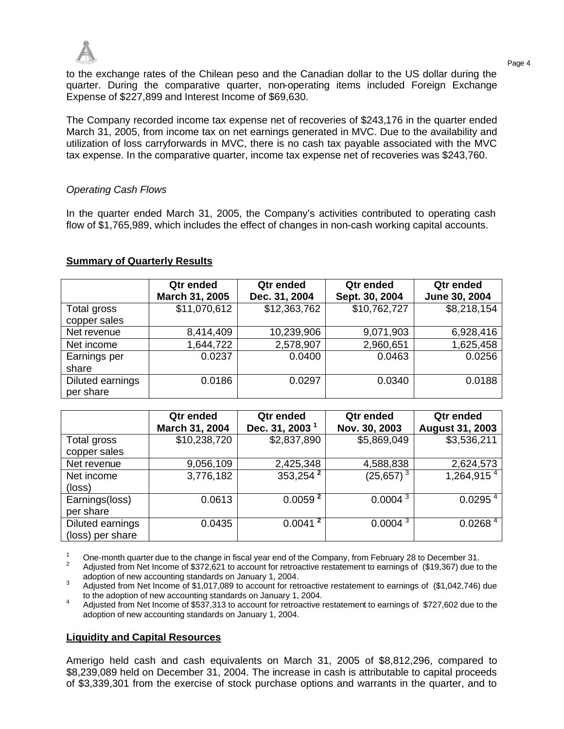to the exchange rates of the Chilean peso and the Canadian dollar to the US dollar during the quarter. During the comparative quarter, non-operating items included Foreign Exchange Expense of $227,899 and Interest Income of $69,630.

The Company recorded income tax expense net of recoveries of $243,176 in the quarter ended March 31, 2005, from income tax on net earnings generated in MVC. Due to the availability and utilization of loss carryforwards in MVC, there is no cash tax payable associated with the MVC tax expense. In the comparative quarter, income tax expense net of recoveries was $243,760.

*Operating Cash Flows*

In the quarter ended March 31, 2005, the Company's activities contributed to operating cash flow of $1,765,989, which includes the effect of changes in non-cash working capital accounts.

**Summary of Quarterly Results**

| | Qtr ended March 31, 2005 | Qtr ended Dec. 31, 2004 | Qtr ended Sept. 30, 2004 | Qtr ended June 30, 2004 |
|---|---|---|---|---|
| Total gross copper sales | $11,070,612 | $12,363,762 | $10,762,727 | $8,218,154 |
| Net revenue | 8,414,409 | 10,239,906 | 9,071,903 | 6,928,416 |
| Net income | 1,644,722 | 2,578,907 | 2,960,651 | 1,625,458 |
| Earnings per share | 0.0237 | 0.0400 | 0.0463 | 0.0256 |
| Diluted earnings per share | 0.0186 | 0.0297 | 0.0340 | 0.0188 |

| | Qtr ended March 31, 2004 | Qtr ended Dec. 31, 2003 [1] | Qtr ended Nov. 30, 2003 | Qtr ended August 31, 2003 |
|---|---|---|---|---|
| Total gross copper sales | $10,238,720 | $2,837,890 | $5,869,049 | $3,536,211 |
| Net revenue | 9,056,109 | 2,425,348 | 4,588,838 | 2,624,573 |
| Net income (loss) | 3,776,182 | 353,254 [2] | (25,657) [3] | 1,264,915 [4] |
| Earnings(loss) per share | 0.0613 | 0.0059 [2] | 0.0004 [3] | 0.0295 [4] |
| Diluted earnings (loss) per share | 0.0435 | 0.0041 [2] | 0.0004 [3] | 0.0268 [4] |

[1] One-month quarter due to the change in fiscal year end of the Company, from February 28 to December 31.

[2] Adjusted from Net Income of $372,621 to account for retroactive restatement to earnings of ($19,367) due to the adoption of new accounting standards on January 1, 2004.

[3] Adjusted from Net Income of $1,017,089 to account for retroactive restatement to earnings of ($1,042,746) due to the adoption of new accounting standards on January 1, 2004.

[4] Adjusted from Net Income of $537,313 to account for retroactive restatement to earnings of $727,602 due to the adoption of new accounting standards on January 1, 2004.

**Liquidity and Capital Resources**

Amerigo held cash and cash equivalents on March 31, 2005 of $8,812,296, compared to $8,239,089 held on December 31, 2004. The increase in cash is attributable to capital proceeds of $3,339,301 from the exercise of stock purchase options and warrants in the quarter, and to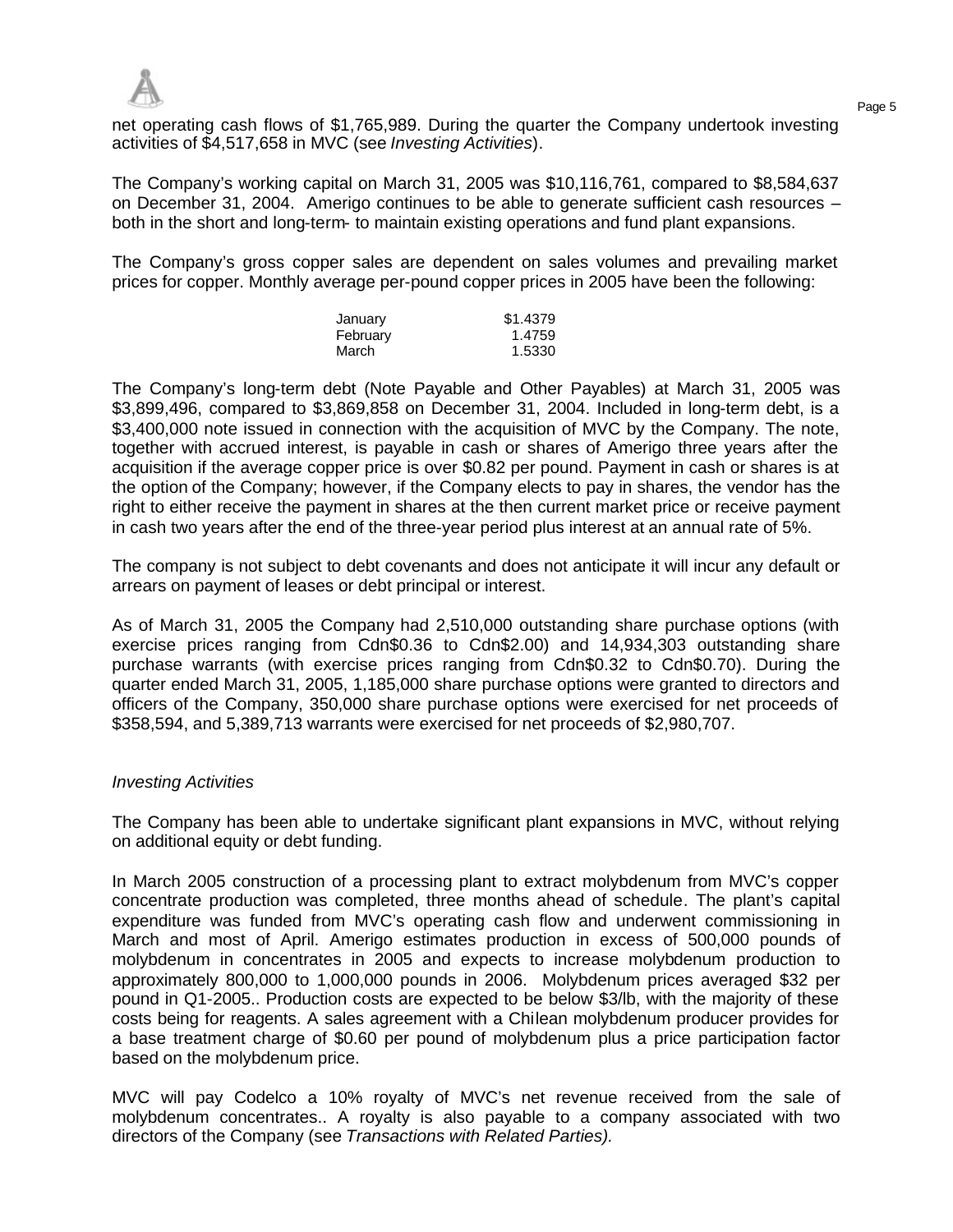net operating cash flows of $1,765,989. During the quarter the Company undertook investing activities of $4,517,658 in MVC (see *Investing Activities*).

The Company's working capital on March 31, 2005 was $10,116,761, compared to $8,584,637 on December 31, 2004. Amerigo continues to be able to generate sufficient cash resources – both in the short and long-term- to maintain existing operations and fund plant expansions.

The Company's gross copper sales are dependent on sales volumes and prevailing market prices for copper. Monthly average per-pound copper prices in 2005 have been the following:

| | |
|---|---|
| January | $1.4379 |
| February | 1.4759 |
| March | 1.5330 |

The Company's long-term debt (Note Payable and Other Payables) at March 31, 2005 was $3,899,496, compared to $3,869,858 on December 31, 2004. Included in long-term debt, is a $3,400,000 note issued in connection with the acquisition of MVC by the Company. The note, together with accrued interest, is payable in cash or shares of Amerigo three years after the acquisition if the average copper price is over $0.82 per pound. Payment in cash or shares is at the option of the Company; however, if the Company elects to pay in shares, the vendor has the right to either receive the payment in shares at the then current market price or receive payment in cash two years after the end of the three-year period plus interest at an annual rate of 5%.

The company is not subject to debt covenants and does not anticipate it will incur any default or arrears on payment of leases or debt principal or interest.

As of March 31, 2005 the Company had 2,510,000 outstanding share purchase options (with exercise prices ranging from Cdn$0.36 to Cdn$2.00) and 14,934,303 outstanding share purchase warrants (with exercise prices ranging from Cdn$0.32 to Cdn$0.70). During the quarter ended March 31, 2005, 1,185,000 share purchase options were granted to directors and officers of the Company, 350,000 share purchase options were exercised for net proceeds of $358,594, and 5,389,713 warrants were exercised for net proceeds of $2,980,707.

*Investing Activities*

The Company has been able to undertake significant plant expansions in MVC, without relying on additional equity or debt funding.

In March 2005 construction of a processing plant to extract molybdenum from MVC's copper concentrate production was completed, three months ahead of schedule. The plant's capital expenditure was funded from MVC's operating cash flow and underwent commissioning in March and most of April. Amerigo estimates production in excess of 500,000 pounds of molybdenum in concentrates in 2005 and expects to increase molybdenum production to approximately 800,000 to 1,000,000 pounds in 2006. Molybdenum prices averaged $32 per pound in Q1-2005.. Production costs are expected to be below $3/lb, with the majority of these costs being for reagents. A sales agreement with a Chilean molybdenum producer provides for a base treatment charge of $0.60 per pound of molybdenum plus a price participation factor based on the molybdenum price.

MVC will pay Codelco a 10% royalty of MVC's net revenue received from the sale of molybdenum concentrates.. A royalty is also payable to a company associated with two directors of the Company (see *Transactions with Related Parties).*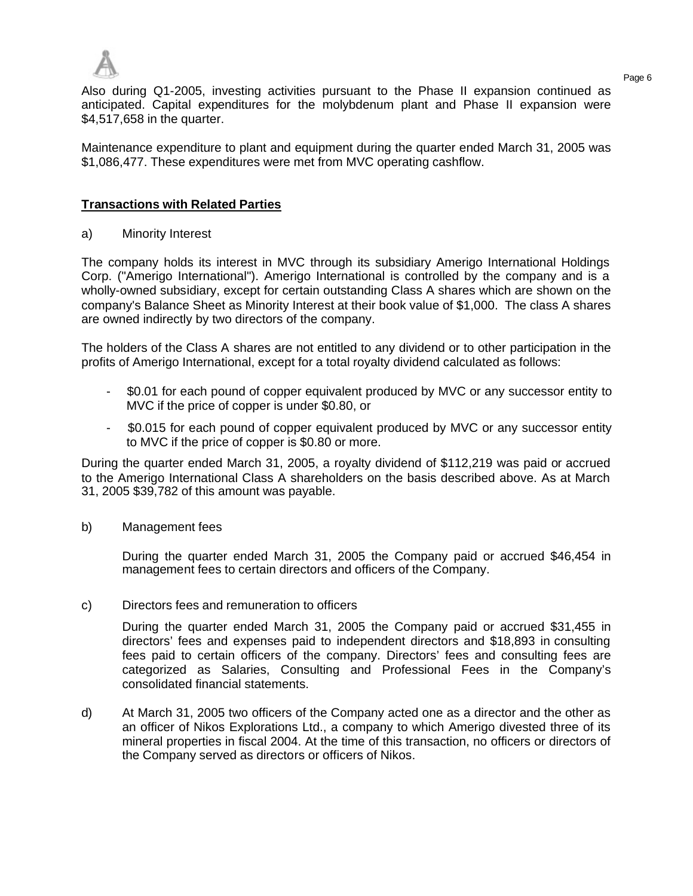Also during Q1-2005, investing activities pursuant to the Phase II expansion continued as anticipated. Capital expenditures for the molybdenum plant and Phase II expansion were $4,517,658 in the quarter.

Maintenance expenditure to plant and equipment during the quarter ended March 31, 2005 was $1,086,477. These expenditures were met from MVC operating cashflow.

## Transactions with Related Parties

a) Minority Interest

The company holds its interest in MVC through its subsidiary Amerigo International Holdings Corp. ("Amerigo International"). Amerigo International is controlled by the company and is a wholly-owned subsidiary, except for certain outstanding Class A shares which are shown on the company's Balance Sheet as Minority Interest at their book value of $1,000. The class A shares are owned indirectly by two directors of the company.

The holders of the Class A shares are not entitled to any dividend or to other participation in the profits of Amerigo International, except for a total royalty dividend calculated as follows:

- $0.01 for each pound of copper equivalent produced by MVC or any successor entity to MVC if the price of copper is under $0.80, or
- $0.015 for each pound of copper equivalent produced by MVC or any successor entity to MVC if the price of copper is $0.80 or more.

During the quarter ended March 31, 2005, a royalty dividend of $112,219 was paid or accrued to the Amerigo International Class A shareholders on the basis described above. As at March 31, 2005 $39,782 of this amount was payable.

b) Management fees

During the quarter ended March 31, 2005 the Company paid or accrued $46,454 in management fees to certain directors and officers of the Company.

c) Directors fees and remuneration to officers

During the quarter ended March 31, 2005 the Company paid or accrued $31,455 in directors' fees and expenses paid to independent directors and $18,893 in consulting fees paid to certain officers of the company. Directors' fees and consulting fees are categorized as Salaries, Consulting and Professional Fees in the Company's consolidated financial statements.

d) At March 31, 2005 two officers of the Company acted one as a director and the other as an officer of Nikos Explorations Ltd., a company to which Amerigo divested three of its mineral properties in fiscal 2004. At the time of this transaction, no officers or directors of the Company served as directors or officers of Nikos.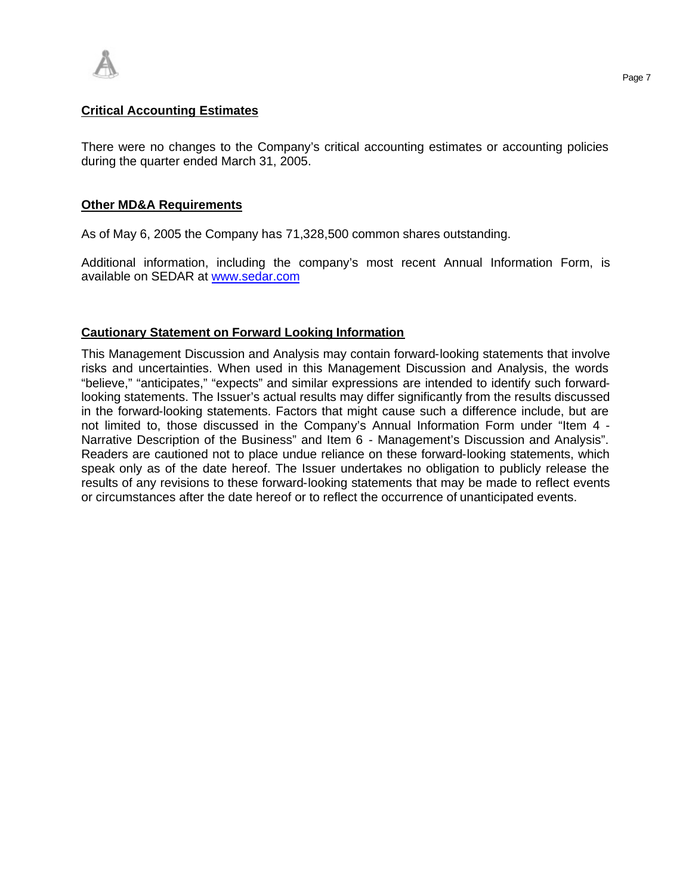## Critical Accounting Estimates

There were no changes to the Company's critical accounting estimates or accounting policies during the quarter ended March 31, 2005.

## Other MD&A Requirements

As of May 6, 2005 the Company has 71,328,500 common shares outstanding.

Additional information, including the company's most recent Annual Information Form, is available on SEDAR at [www.sedar.com](http://www.sedar.com)

## Cautionary Statement on Forward Looking Information

This Management Discussion and Analysis may contain forward-looking statements that involve risks and uncertainties. When used in this Management Discussion and Analysis, the words "believe," "anticipates," "expects" and similar expressions are intended to identify such forward-looking statements. The Issuer's actual results may differ significantly from the results discussed in the forward-looking statements. Factors that might cause such a difference include, but are not limited to, those discussed in the Company's Annual Information Form under "Item 4 - Narrative Description of the Business" and Item 6 - Management's Discussion and Analysis". Readers are cautioned not to place undue reliance on these forward-looking statements, which speak only as of the date hereof. The Issuer undertakes no obligation to publicly release the results of any revisions to these forward-looking statements that may be made to reflect events or circumstances after the date hereof or to reflect the occurrence of unanticipated events.